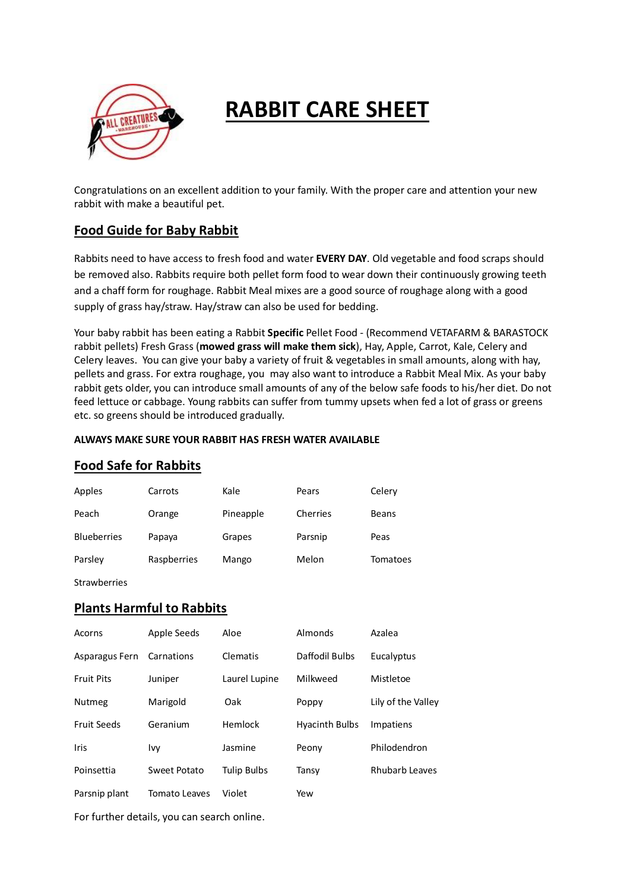# RABBIT CARE SHEET

Congratulations on an excellent addition to your family. With the proper care and attention your new rabbit with make a beautiful pet.

## Food Guide for Baby Rabbit

Rabbits need to have access to fresh food and water **EVERY DAY**. Old vegetable and food scraps should be removed also. Rabbits require both pellet form food to wear down their continuously growing teeth and a chaff form for roughage. Rabbit Meal mixes are a good source of roughage along with a good supply of grass hay/straw. Hay/straw can also be used for bedding.

Your baby rabbit has been eating a Rabbit **Specific** Pellet Food - (Recommend VETAFARM & BARASTOCK rabbit pellets) Fresh Grass (**mowed grass will make them sick**), Hay, Apple, Carrot, Kale, Celery and Celery leaves. You can give your baby a variety of fruit & vegetables in small amounts, along with hay, pellets and grass. For extra roughage, you may also want to introduce a Rabbit Meal Mix. As your baby rabbit gets older, you can introduce small amounts of any of the below safe foods to his/her diet. Do not feed lettuce or cabbage. Young rabbits can suffer from tummy upsets when fed a lot of grass or greens etc. so greens should be introduced gradually.

**ALWAYS MAKE SURE YOUR RABBIT HAS FRESH WATER AVAILABLE**

## Food Safe for Rabbits

| | | | | |
|---|---|---|---|---|
| Apples | Carrots | Kale | Pears | Celery |
| Peach | Orange | Pineapple | Cherries | Beans |
| Blueberries | Papaya | Grapes | Parsnip | Peas |
| Parsley | Raspberries | Mango | Melon | Tomatoes |
| Strawberries | | | | |

## Plants Harmful to Rabbits

| | | | | |
|---|---|---|---|---|
| Acorns | Apple Seeds | Aloe | Almonds | Azalea |
| Asparagus Fern | Carnations | Clematis | Daffodil Bulbs | Eucalyptus |
| Fruit Pits | Juniper | Laurel Lupine | Milkweed | Mistletoe |
| Nutmeg | Marigold | Oak | Poppy | Lily of the Valley |
| Fruit Seeds | Geranium | Hemlock | Hyacinth Bulbs | Impatiens |
| Iris | Ivy | Jasmine | Peony | Philodendron |
| Poinsettia | Sweet Potato | Tulip Bulbs | Tansy | Rhubarb Leaves |
| Parsnip plant | Tomato Leaves | Violet | Yew | |

For further details, you can search online.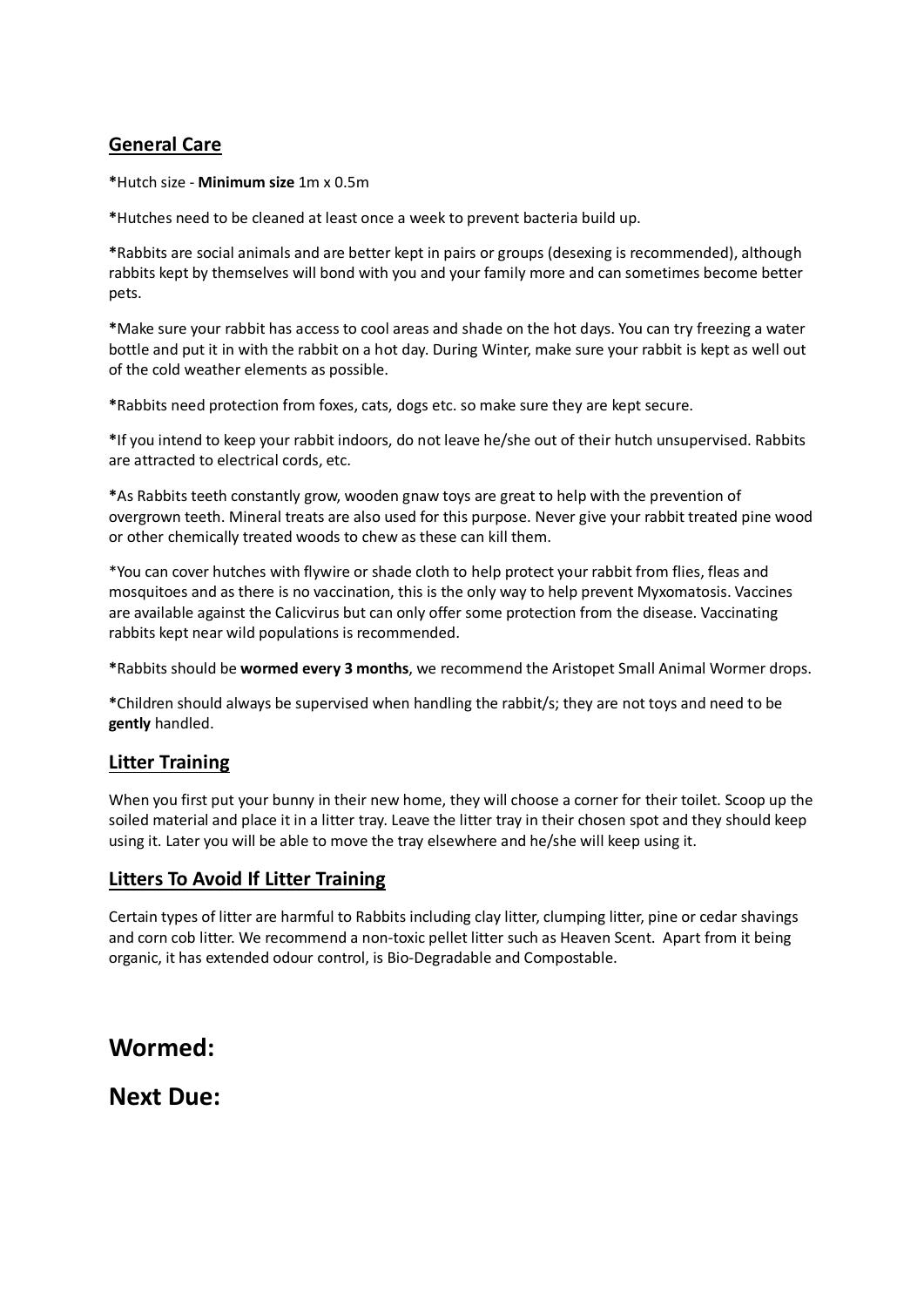## General Care

***Hutch size - **Minimum size** 1m x 0.5m

***Hutches need to be cleaned at least once a week to prevent bacteria build up.

***Rabbits are social animals and are better kept in pairs or groups (desexing is recommended), although rabbits kept by themselves will bond with you and your family more and can sometimes become better pets.

***Make sure your rabbit has access to cool areas and shade on the hot days. You can try freezing a water bottle and put it in with the rabbit on a hot day. During Winter, make sure your rabbit is kept as well out of the cold weather elements as possible.

***Rabbits need protection from foxes, cats, dogs etc. so make sure they are kept secure.

***If you intend to keep your rabbit indoors, do not leave he/she out of their hutch unsupervised. Rabbits are attracted to electrical cords, etc.

***As Rabbits teeth constantly grow, wooden gnaw toys are great to help with the prevention of overgrown teeth. Mineral treats are also used for this purpose. Never give your rabbit treated pine wood or other chemically treated woods to chew as these can kill them.

*You can cover hutches with flywire or shade cloth to help protect your rabbit from flies, fleas and mosquitoes and as there is no vaccination, this is the only way to help prevent Myxomatosis. Vaccines are available against the Calicvirus but can only offer some protection from the disease. Vaccinating rabbits kept near wild populations is recommended.

***Rabbits should be **wormed every 3 months**, we recommend the Aristopet Small Animal Wormer drops.

***Children should always be supervised when handling the rabbit/s; they are not toys and need to be **gently** handled.

## Litter Training

When you first put your bunny in their new home, they will choose a corner for their toilet. Scoop up the soiled material and place it in a litter tray. Leave the litter tray in their chosen spot and they should keep using it. Later you will be able to move the tray elsewhere and he/she will keep using it.

## Litters To Avoid If Litter Training

Certain types of litter are harmful to Rabbits including clay litter, clumping litter, pine or cedar shavings and corn cob litter. We recommend a non-toxic pellet litter such as Heaven Scent. Apart from it being organic, it has extended odour control, is Bio-Degradable and Compostable.

# Wormed:

# Next Due: